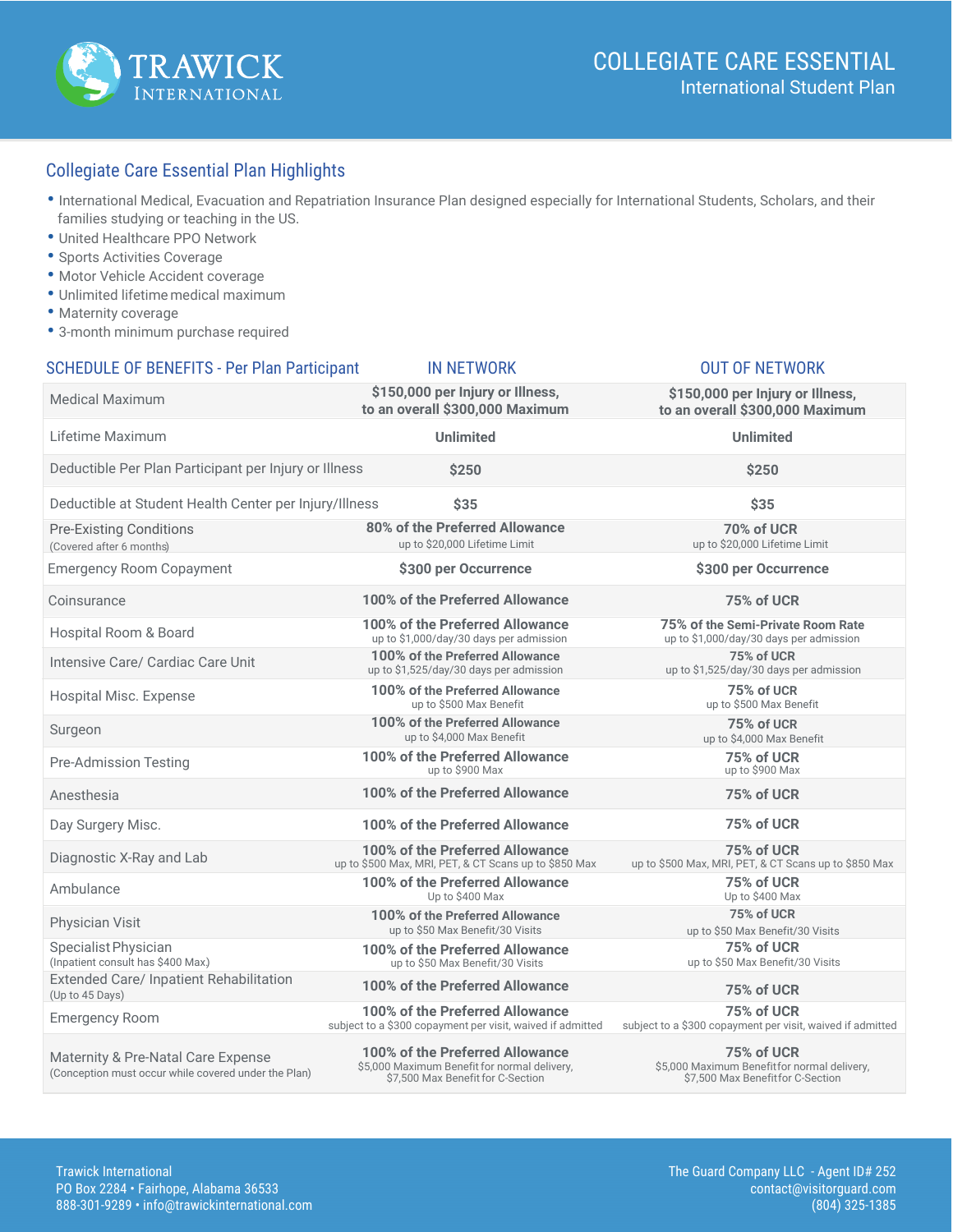# COLLEGIATE CARE ESSENTIAL

International Student Plan

## Collegiate Care Essential Plan Highlights

- International Medical, Evacuation and Repatriation Insurance Plan designed especially for International Students, Scholars, and their families studying or teaching in the US.
- United Healthcare PPO Network
- Sports Activities Coverage
- Motor Vehicle Accident coverage
- Unlimited lifetime medical maximum
- Maternity coverage
- 3-month minimum purchase required

| SCHEDULE OF BENEFITS - Per Plan Participant | IN NETWORK | OUT OF NETWORK |
|---|---|---|
| Medical Maximum | **$150,000 per Injury or Illness, to an overall $300,000 Maximum** | **$150,000 per Injury or Illness, to an overall $300,000 Maximum** |
| Lifetime Maximum | **Unlimited** | **Unlimited** |
| Deductible Per Plan Participant per Injury or Illness | **$250** | **$250** |
| Deductible at Student Health Center per Injury/Illness | **$35** | **$35** |
| Pre-Existing Conditions (Covered after 6 months) | **80% of the Preferred Allowance** up to $20,000 Lifetime Limit | **70% of UCR** up to $20,000 Lifetime Limit |
| Emergency Room Copayment | **$300 per Occurrence** | **$300 per Occurrence** |
| Coinsurance | **100% of the Preferred Allowance** | **75% of UCR** |
| Hospital Room & Board | **100% of the Preferred Allowance** up to $1,000/day/30 days per admission | **75% of the Semi-Private Room Rate** up to $1,000/day/30 days per admission |
| Intensive Care/ Cardiac Care Unit | **100% of the Preferred Allowance** up to $1,525/day/30 days per admission | **75% of UCR** up to $1,525/day/30 days per admission |
| Hospital Misc. Expense | **100% of the Preferred Allowance** up to $500 Max Benefit | **75% of UCR** up to $500 Max Benefit |
| Surgeon | **100% of the Preferred Allowance** up to $4,000 Max Benefit | **75% of UCR** up to $4,000 Max Benefit |
| Pre-Admission Testing | **100% of the Preferred Allowance** up to $900 Max | **75% of UCR** up to $900 Max |
| Anesthesia | **100% of the Preferred Allowance** | **75% of UCR** |
| Day Surgery Misc. | **100% of the Preferred Allowance** | **75% of UCR** |
| Diagnostic X-Ray and Lab | **100% of the Preferred Allowance** up to $500 Max, MRI, PET, & CT Scans up to $850 Max | **75% of UCR** up to $500 Max, MRI, PET, & CT Scans up to $850 Max |
| Ambulance | **100% of the Preferred Allowance** Up to $400 Max | **75% of UCR** Up to $400 Max |
| Physician Visit | **100% of the Preferred Allowance** up to $50 Max Benefit/30 Visits | **75% of UCR** up to $50 Max Benefit/30 Visits |
| Specialist Physician (Inpatient consult has $400 Max) | **100% of the Preferred Allowance** up to $50 Max Benefit/30 Visits | **75% of UCR** up to $50 Max Benefit/30 Visits |
| Extended Care/ Inpatient Rehabilitation (Up to 45 Days) | **100% of the Preferred Allowance** | **75% of UCR** |
| Emergency Room | **100% of the Preferred Allowance** subject to a $300 copayment per visit, waived if admitted | **75% of UCR** subject to a $300 copayment per visit, waived if admitted |
| Maternity & Pre-Natal Care Expense (Conception must occur while covered under the Plan) | **100% of the Preferred Allowance** $5,000 Maximum Benefit for normal delivery, $7,500 Max Benefit for C-Section | **75% of UCR** $5,000 Maximum Benefit for normal delivery, $7,500 Max Benefit for C-Section |

Trawick International
PO Box 2284 • Fairhope, Alabama 36533
888-301-9289 • info@trawickinternational.com

The Guard Company LLC - Agent ID# 252
contact@visitorguard.com
(804) 325-1385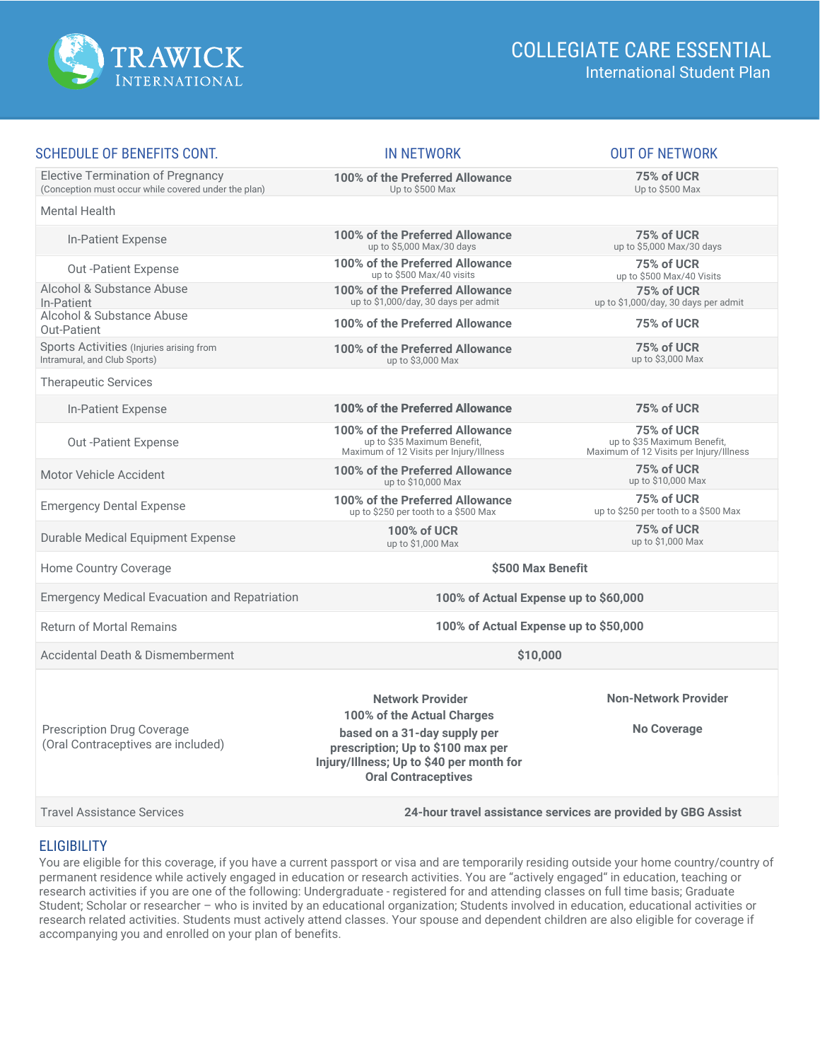# COLLEGIATE CARE ESSENTIAL

## International Student Plan

| SCHEDULE OF BENEFITS CONT. | IN NETWORK | OUT OF NETWORK |
|---|---|---|
| Elective Termination of Pregnancy (Conception must occur while covered under the plan) | **100% of the Preferred Allowance** Up to $500 Max | **75% of UCR** Up to $500 Max |
| Mental Health | | |
| In-Patient Expense | **100% of the Preferred Allowance** up to $5,000 Max/30 days | **75% of UCR** up to $5,000 Max/30 days |
| Out -Patient Expense | **100% of the Preferred Allowance** up to $500 Max/40 visits | **75% of UCR** up to $500 Max/40 Visits |
| Alcohol & Substance Abuse In-Patient | **100% of the Preferred Allowance** up to $1,000/day, 30 days per admit | **75% of UCR** up to $1,000/day, 30 days per admit |
| Alcohol & Substance Abuse Out-Patient | **100% of the Preferred Allowance** | **75% of UCR** |
| Sports Activities (Injuries arising from Intramural, and Club Sports) | **100% of the Preferred Allowance** up to $3,000 Max | **75% of UCR** up to $3,000 Max |
| Therapeutic Services | | |
| In-Patient Expense | **100% of the Preferred Allowance** | **75% of UCR** |
| Out -Patient Expense | **100% of the Preferred Allowance** up to $35 Maximum Benefit, Maximum of 12 Visits per Injury/Illness | **75% of UCR** up to $35 Maximum Benefit, Maximum of 12 Visits per Injury/Illness |
| Motor Vehicle Accident | **100% of the Preferred Allowance** up to $10,000 Max | **75% of UCR** up to $10,000 Max |
| Emergency Dental Expense | **100% of the Preferred Allowance** up to $250 per tooth to a $500 Max | **75% of UCR** up to $250 per tooth to a $500 Max |
| Durable Medical Equipment Expense | **100% of UCR** up to $1,000 Max | **75% of UCR** up to $1,000 Max |
| Home Country Coverage | **$500 Max Benefit** | |
| Emergency Medical Evacuation and Repatriation | **100% of Actual Expense up to $60,000** | |
| Return of Mortal Remains | **100% of Actual Expense up to $50,000** | |
| Accidental Death & Dismemberment | **$10,000** | |
| Prescription Drug Coverage (Oral Contraceptives are included) | **Network Provider** **100% of the Actual Charges** **based on a 31-day supply per prescription; Up to $100 max per Injury/Illness; Up to $40 per month for Oral Contraceptives** | **Non-Network Provider** **No Coverage** |
| Travel Assistance Services | **24-hour travel assistance services are provided by GBG Assist** | |

## ELIGIBILITY

You are eligible for this coverage, if you have a current passport or visa and are temporarily residing outside your home country/country of permanent residence while actively engaged in education or research activities. You are "actively engaged" in education, teaching or research activities if you are one of the following: Undergraduate - registered for and attending classes on full time basis; Graduate Student; Scholar or researcher – who is invited by an educational organization; Students involved in education, educational activities or research related activities. Students must actively attend classes. Your spouse and dependent children are also eligible for coverage if accompanying you and enrolled on your plan of benefits.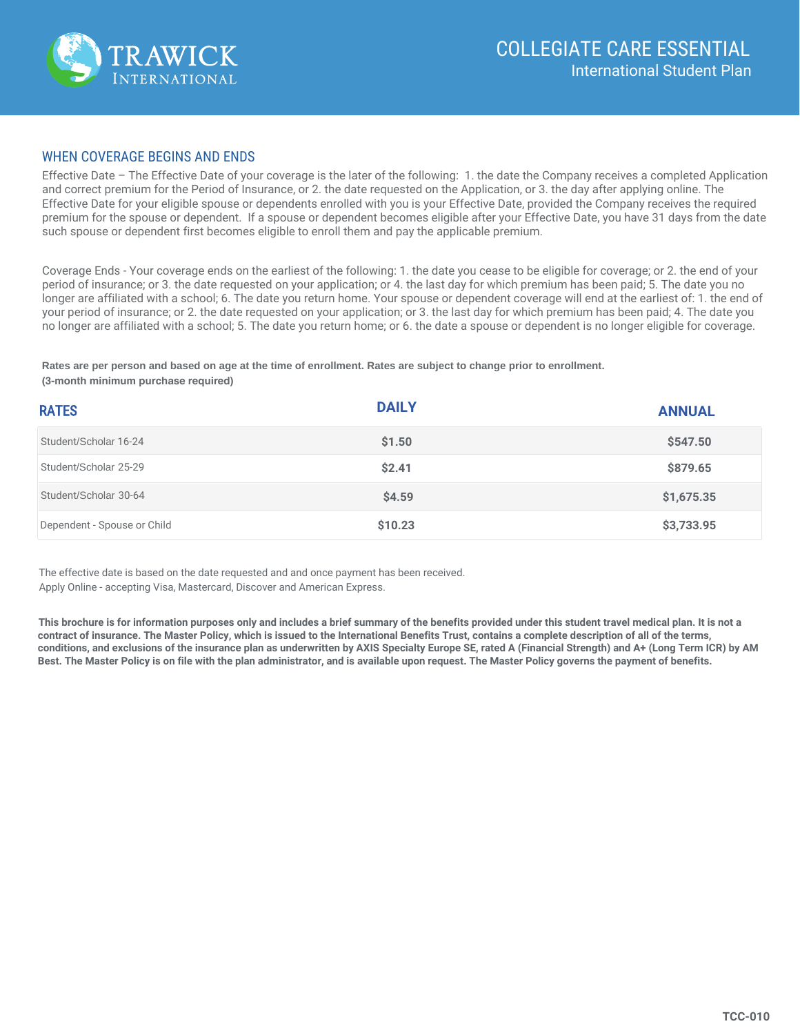# COLLEGIATE CARE ESSENTIAL

## International Student Plan

### WHEN COVERAGE BEGINS AND ENDS

Effective Date – The Effective Date of your coverage is the later of the following: 1. the date the Company receives a completed Application and correct premium for the Period of Insurance, or 2. the date requested on the Application, or 3. the day after applying online. The Effective Date for your eligible spouse or dependents enrolled with you is your Effective Date, provided the Company receives the required premium for the spouse or dependent. If a spouse or dependent becomes eligible after your Effective Date, you have 31 days from the date such spouse or dependent first becomes eligible to enroll them and pay the applicable premium.

Coverage Ends - Your coverage ends on the earliest of the following: 1. the date you cease to be eligible for coverage; or 2. the end of your period of insurance; or 3. the date requested on your application; or 4. the last day for which premium has been paid; 5. The date you no longer are affiliated with a school; 6. The date you return home. Your spouse or dependent coverage will end at the earliest of: 1. the end of your period of insurance; or 2. the date requested on your application; or 3. the last day for which premium has been paid; 4. The date you no longer are affiliated with a school; 5. The date you return home; or 6. the date a spouse or dependent is no longer eligible for coverage.

**Rates are per person and based on age at the time of enrollment. Rates are subject to change prior to enrollment. (3-month minimum purchase required)**

| RATES | DAILY | ANNUAL |
|---|---|---|
| Student/Scholar 16-24 | $1.50 | $547.50 |
| Student/Scholar 25-29 | $2.41 | $879.65 |
| Student/Scholar 30-64 | $4.59 | $1,675.35 |
| Dependent - Spouse or Child | $10.23 | $3,733.95 |

The effective date is based on the date requested and and once payment has been received.
Apply Online - accepting Visa, Mastercard, Discover and American Express.

**This brochure is for information purposes only and includes a brief summary of the benefits provided under this student travel medical plan. It is not a contract of insurance. The Master Policy, which is issued to the International Benefits Trust, contains a complete description of all of the terms, conditions, and exclusions of the insurance plan as underwritten by AXIS Specialty Europe SE, rated A (Financial Strength) and A+ (Long Term ICR) by AM Best. The Master Policy is on file with the plan administrator, and is available upon request. The Master Policy governs the payment of benefits.**

TCC-010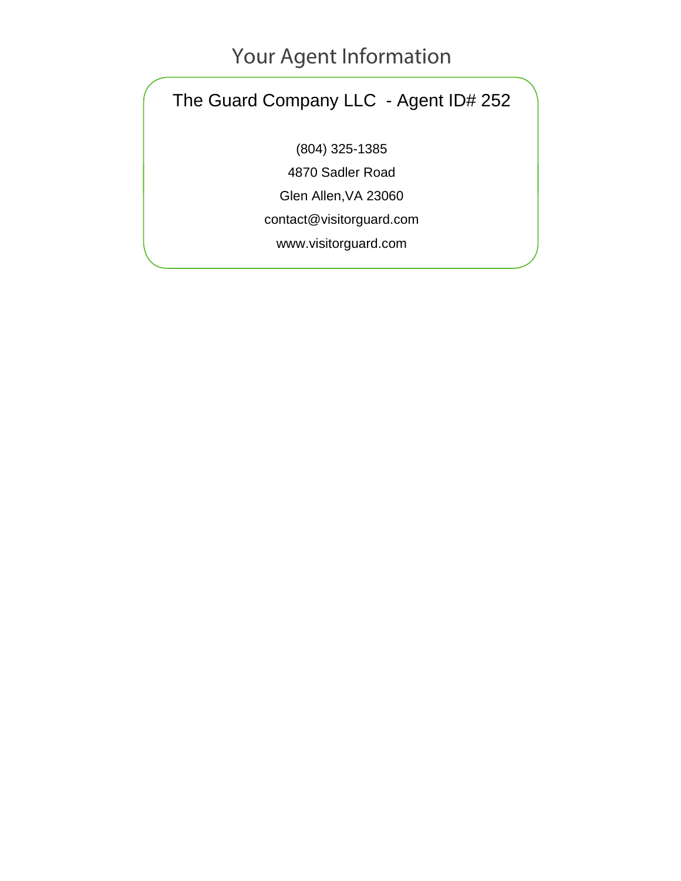# Your Agent Information

## The Guard Company LLC  - Agent ID# 252

(804) 325-1385

4870 Sadler Road

Glen Allen,VA 23060

contact@visitorguard.com

www.visitorguard.com